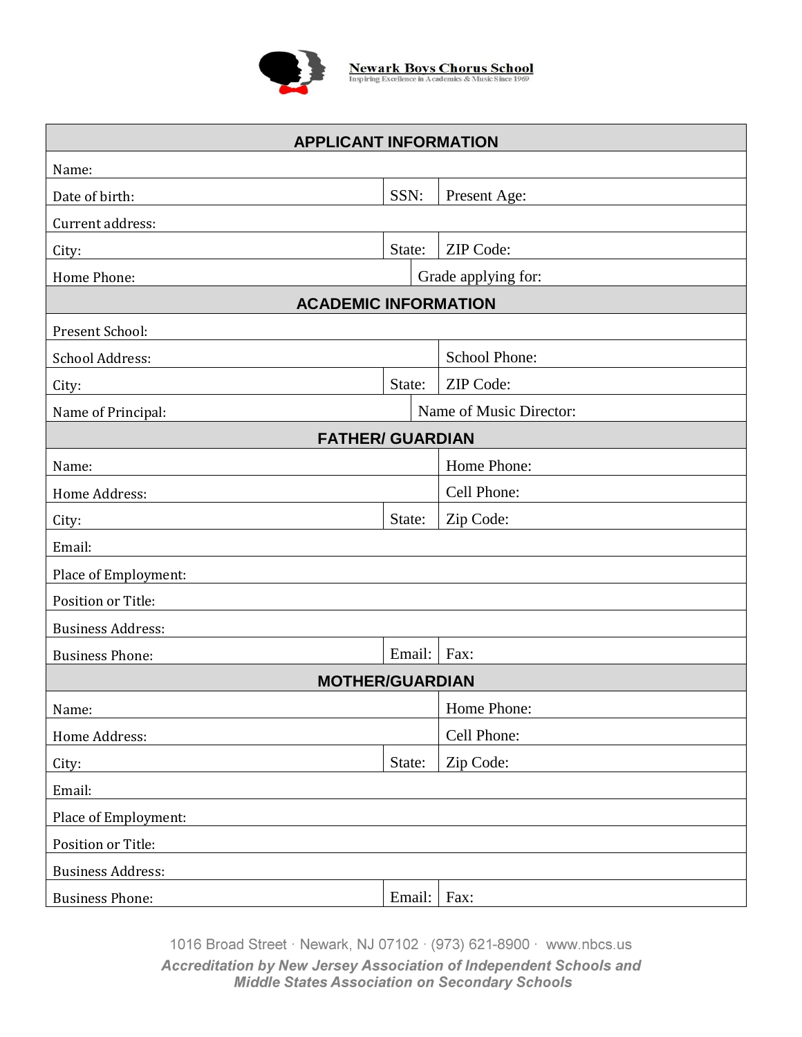**Newark Boys Chorus School**
Inspiring Excellence in Academics & Music Since 1969

## APPLICANT INFORMATION

| | | |
|---|---|---|
| Name: | | |
| Date of birth: | SSN: | Present Age: |
| Current address: | | |
| City: | State: | ZIP Code: |
| Home Phone: | | Grade applying for: |

## ACADEMIC INFORMATION

| | | |
|---|---|---|
| Present School: | | |
| School Address: | | School Phone: |
| City: | State: | ZIP Code: |
| Name of Principal: | | Name of Music Director: |

## FATHER/ GUARDIAN

| | | |
|---|---|---|
| Name: | | Home Phone: |
| Home Address: | | Cell Phone: |
| City: | State: | Zip Code: |
| Email: | | |
| Place of Employment: | | |
| Position or Title: | | |
| Business Address: | | |
| Business Phone: | Email: | Fax: |

## MOTHER/GUARDIAN

| | | |
|---|---|---|
| Name: | | Home Phone: |
| Home Address: | | Cell Phone: |
| City: | State: | Zip Code: |
| Email: | | |
| Place of Employment: | | |
| Position or Title: | | |
| Business Address: | | |
| Business Phone: | Email: | Fax: |

1016 Broad Street · Newark, NJ 07102 · (973) 621-8900 · www.nbcs.us

***Accreditation by New Jersey Association of Independent Schools and Middle States Association on Secondary Schools***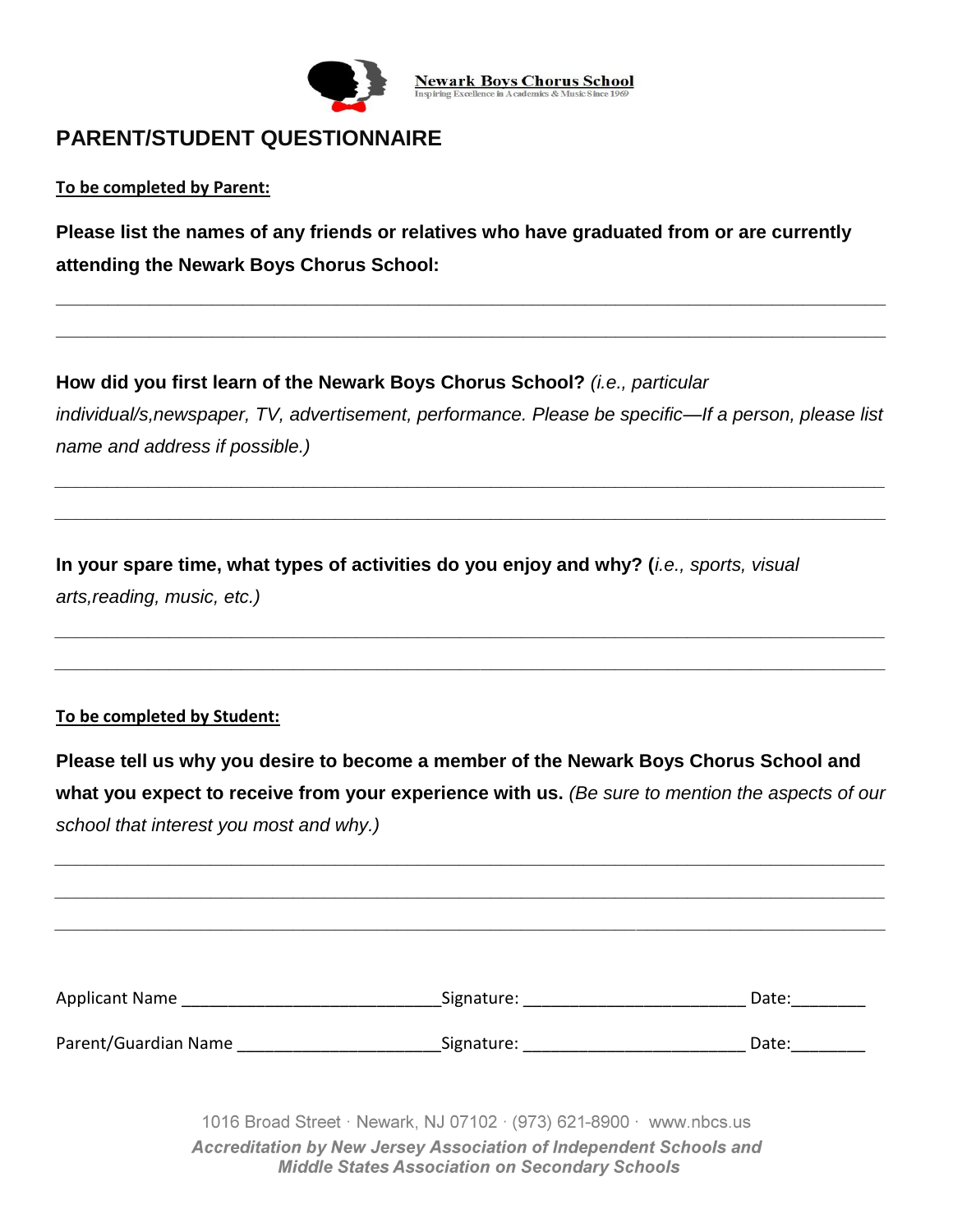**Newark Boys Chorus School**
Inspiring Excellence in Academics & Music Since 1969

# PARENT/STUDENT QUESTIONNAIRE

**To be completed by Parent:**

**Please list the names of any friends or relatives who have graduated from or are currently attending the Newark Boys Chorus School:**

______________________________________________________________________________

______________________________________________________________________________

**How did you first learn of the Newark Boys Chorus School?** *(i.e., particular individual/s,newspaper, TV, advertisement, performance. Please be specific—If a person, please list name and address if possible.)*

______________________________________________________________________________

______________________________________________________________________________

**In your spare time, what types of activities do you enjoy and why? (***i.e., sports, visual arts,reading, music, etc.)*

______________________________________________________________________________

______________________________________________________________________________

**To be completed by Student:**

**Please tell us why you desire to become a member of the Newark Boys Chorus School and what you expect to receive from your experience with us.** *(Be sure to mention the aspects of our school that interest you most and why.)*

______________________________________________________________________________

______________________________________________________________________________

______________________________________________________________________________

Applicant Name ____________________________ Signature: ________________________ Date:________

Parent/Guardian Name ______________________ Signature: ________________________ Date:________

1016 Broad Street · Newark, NJ 07102 · (973) 621-8900 · www.nbcs.us

***Accreditation by New Jersey Association of Independent Schools and Middle States Association on Secondary Schools***